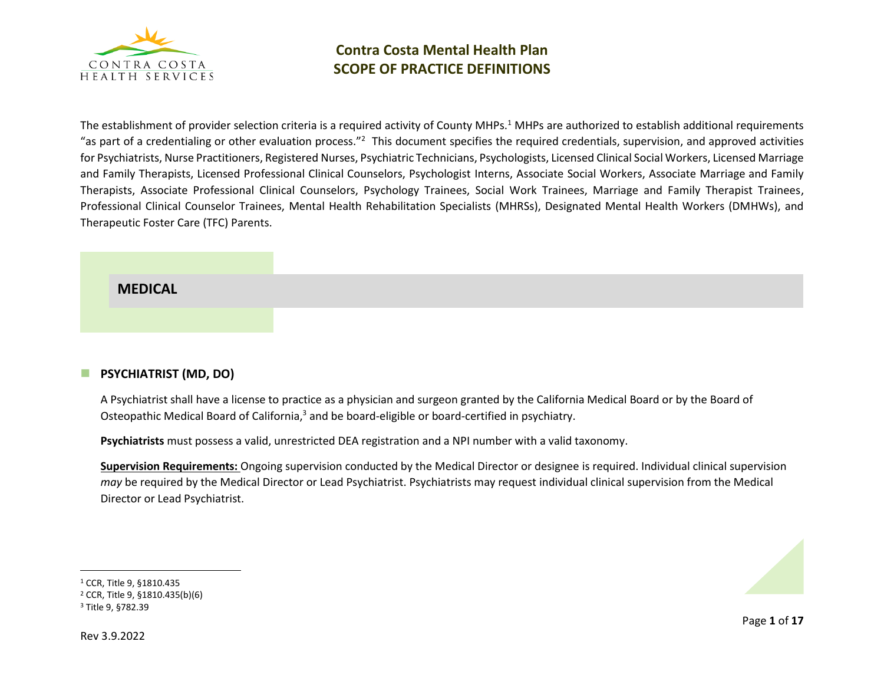# Contra Costa Mental Health Plan
# SCOPE OF PRACTICE DEFINITIONS

The establishment of provider selection criteria is a required activity of County MHPs.[1] MHPs are authorized to establish additional requirements "as part of a credentialing or other evaluation process."[2] This document specifies the required credentials, supervision, and approved activities for Psychiatrists, Nurse Practitioners, Registered Nurses, Psychiatric Technicians, Psychologists, Licensed Clinical Social Workers, Licensed Marriage and Family Therapists, Licensed Professional Clinical Counselors, Psychologist Interns, Associate Social Workers, Associate Marriage and Family Therapists, Associate Professional Clinical Counselors, Psychology Trainees, Social Work Trainees, Marriage and Family Therapist Trainees, Professional Clinical Counselor Trainees, Mental Health Rehabilitation Specialists (MHRSs), Designated Mental Health Workers (DMHWs), and Therapeutic Foster Care (TFC) Parents.

## MEDICAL

### PSYCHIATRIST (MD, DO)

A Psychiatrist shall have a license to practice as a physician and surgeon granted by the California Medical Board or by the Board of Osteopathic Medical Board of California,[3] and be board-eligible or board-certified in psychiatry.

**Psychiatrists** must possess a valid, unrestricted DEA registration and a NPI number with a valid taxonomy.

**Supervision Requirements:** Ongoing supervision conducted by the Medical Director or designee is required. Individual clinical supervision *may* be required by the Medical Director or Lead Psychiatrist. Psychiatrists may request individual clinical supervision from the Medical Director or Lead Psychiatrist.

---

[1] CCR, Title 9, §1810.435

[2] CCR, Title 9, §1810.435(b)(6)

[3] Title 9, §782.39

Rev 3.9.2022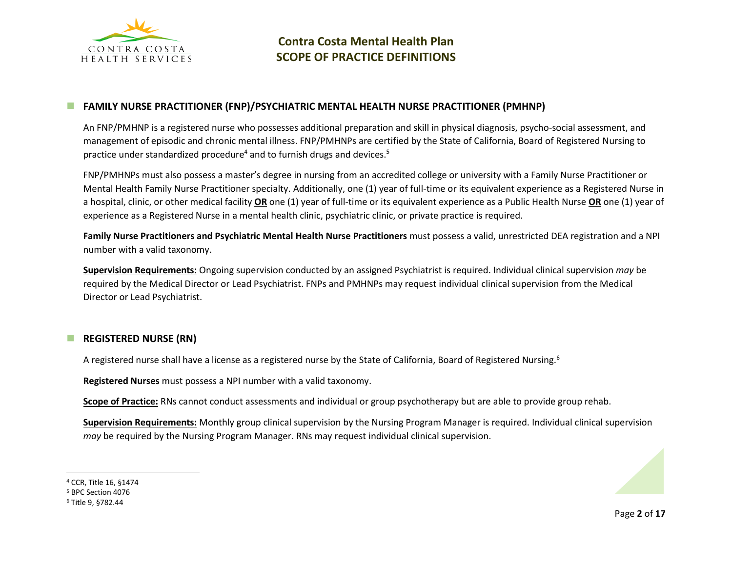## FAMILY NURSE PRACTITIONER (FNP)/PSYCHIATRIC MENTAL HEALTH NURSE PRACTITIONER (PMHNP)

An FNP/PMHNP is a registered nurse who possesses additional preparation and skill in physical diagnosis, psycho-social assessment, and management of episodic and chronic mental illness. FNP/PMHNPs are certified by the State of California, Board of Registered Nursing to practice under standardized procedure[4] and to furnish drugs and devices.[5]

FNP/PMHNPs must also possess a master's degree in nursing from an accredited college or university with a Family Nurse Practitioner or Mental Health Family Nurse Practitioner specialty. Additionally, one (1) year of full-time or its equivalent experience as a Registered Nurse in a hospital, clinic, or other medical facility **OR** one (1) year of full-time or its equivalent experience as a Public Health Nurse **OR** one (1) year of experience as a Registered Nurse in a mental health clinic, psychiatric clinic, or private practice is required.

**Family Nurse Practitioners and Psychiatric Mental Health Nurse Practitioners** must possess a valid, unrestricted DEA registration and a NPI number with a valid taxonomy.

**Supervision Requirements:** Ongoing supervision conducted by an assigned Psychiatrist is required. Individual clinical supervision *may* be required by the Medical Director or Lead Psychiatrist. FNPs and PMHNPs may request individual clinical supervision from the Medical Director or Lead Psychiatrist.

## REGISTERED NURSE (RN)

A registered nurse shall have a license as a registered nurse by the State of California, Board of Registered Nursing.[6]

**Registered Nurses** must possess a NPI number with a valid taxonomy.

**Scope of Practice:** RNs cannot conduct assessments and individual or group psychotherapy but are able to provide group rehab.

**Supervision Requirements:** Monthly group clinical supervision by the Nursing Program Manager is required. Individual clinical supervision *may* be required by the Nursing Program Manager. RNs may request individual clinical supervision.

---

[4] CCR, Title 16, §1474

[5] BPC Section 4076

[6] Title 9, §782.44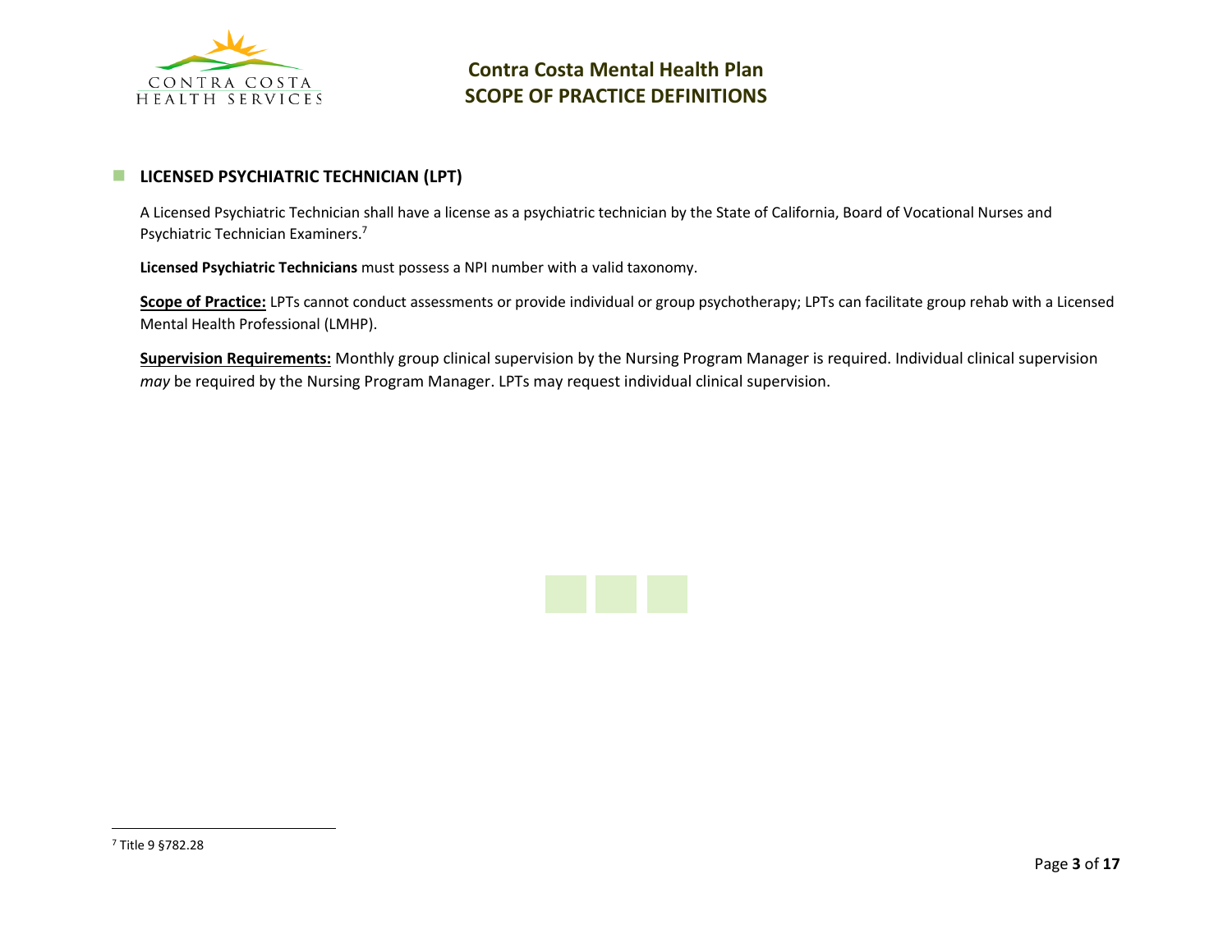## LICENSED PSYCHIATRIC TECHNICIAN (LPT)

A Licensed Psychiatric Technician shall have a license as a psychiatric technician by the State of California, Board of Vocational Nurses and Psychiatric Technician Examiners.[7]

**Licensed Psychiatric Technicians** must possess a NPI number with a valid taxonomy.

**Scope of Practice:** LPTs cannot conduct assessments or provide individual or group psychotherapy; LPTs can facilitate group rehab with a Licensed Mental Health Professional (LMHP).

**Supervision Requirements:** Monthly group clinical supervision by the Nursing Program Manager is required. Individual clinical supervision *may* be required by the Nursing Program Manager. LPTs may request individual clinical supervision.

---

[7] Title 9 §782.28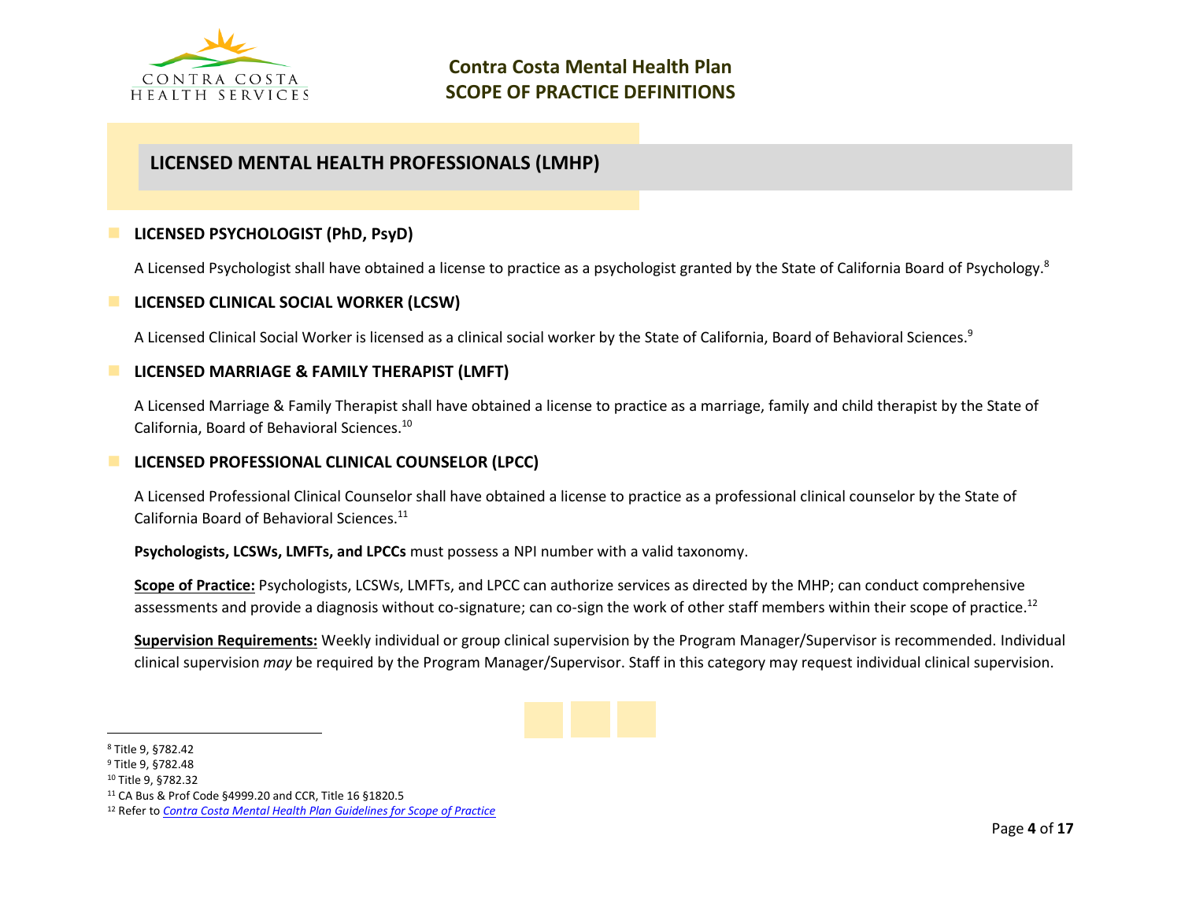## LICENSED MENTAL HEALTH PROFESSIONALS (LMHP)

### LICENSED PSYCHOLOGIST (PhD, PsyD)

A Licensed Psychologist shall have obtained a license to practice as a psychologist granted by the State of California Board of Psychology.[8]

### LICENSED CLINICAL SOCIAL WORKER (LCSW)

A Licensed Clinical Social Worker is licensed as a clinical social worker by the State of California, Board of Behavioral Sciences.[9]

### LICENSED MARRIAGE & FAMILY THERAPIST (LMFT)

A Licensed Marriage & Family Therapist shall have obtained a license to practice as a marriage, family and child therapist by the State of California, Board of Behavioral Sciences.[10]

### LICENSED PROFESSIONAL CLINICAL COUNSELOR (LPCC)

A Licensed Professional Clinical Counselor shall have obtained a license to practice as a professional clinical counselor by the State of California Board of Behavioral Sciences.[11]

**Psychologists, LCSWs, LMFTs, and LPCCs** must possess a NPI number with a valid taxonomy.

**Scope of Practice:** Psychologists, LCSWs, LMFTs, and LPCC can authorize services as directed by the MHP; can conduct comprehensive assessments and provide a diagnosis without co-signature; can co-sign the work of other staff members within their scope of practice.[12]

**Supervision Requirements:** Weekly individual or group clinical supervision by the Program Manager/Supervisor is recommended. Individual clinical supervision *may* be required by the Program Manager/Supervisor. Staff in this category may request individual clinical supervision.

---

[8] Title 9, §782.42
[9] Title 9, §782.48
[10] Title 9, §782.32
[11] CA Bus & Prof Code §4999.20 and CCR, Title 16 §1820.5
[12] Refer to *Contra Costa Mental Health Plan Guidelines for Scope of Practice*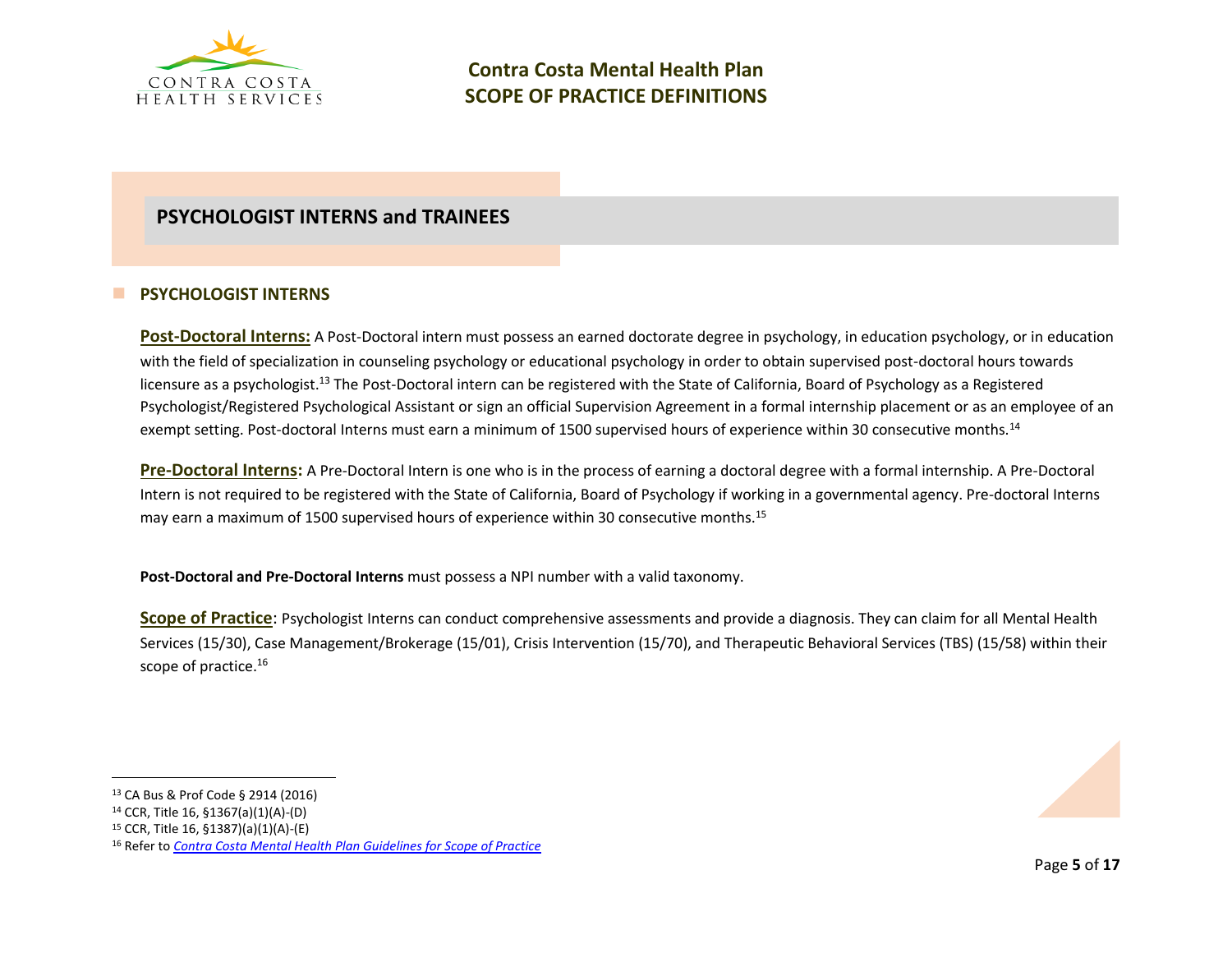## PSYCHOLOGIST INTERNS and TRAINEES

### PSYCHOLOGIST INTERNS

**Post-Doctoral Interns:** A Post-Doctoral intern must possess an earned doctorate degree in psychology, in education psychology, or in education with the field of specialization in counseling psychology or educational psychology in order to obtain supervised post-doctoral hours towards licensure as a psychologist.[13] The Post-Doctoral intern can be registered with the State of California, Board of Psychology as a Registered Psychologist/Registered Psychological Assistant or sign an official Supervision Agreement in a formal internship placement or as an employee of an exempt setting. Post-doctoral Interns must earn a minimum of 1500 supervised hours of experience within 30 consecutive months.[14]

**Pre-Doctoral Interns:** A Pre-Doctoral Intern is one who is in the process of earning a doctoral degree with a formal internship. A Pre-Doctoral Intern is not required to be registered with the State of California, Board of Psychology if working in a governmental agency. Pre-doctoral Interns may earn a maximum of 1500 supervised hours of experience within 30 consecutive months.[15]

**Post-Doctoral and Pre-Doctoral Interns** must possess a NPI number with a valid taxonomy.

**Scope of Practice**: Psychologist Interns can conduct comprehensive assessments and provide a diagnosis. They can claim for all Mental Health Services (15/30), Case Management/Brokerage (15/01), Crisis Intervention (15/70), and Therapeutic Behavioral Services (TBS) (15/58) within their scope of practice.[16]

---

[13] CA Bus & Prof Code § 2914 (2016)
[14] CCR, Title 16, §1367(a)(1)(A)-(D)
[15] CCR, Title 16, §1387)(a)(1)(A)-(E)
[16] Refer to *Contra Costa Mental Health Plan Guidelines for Scope of Practice*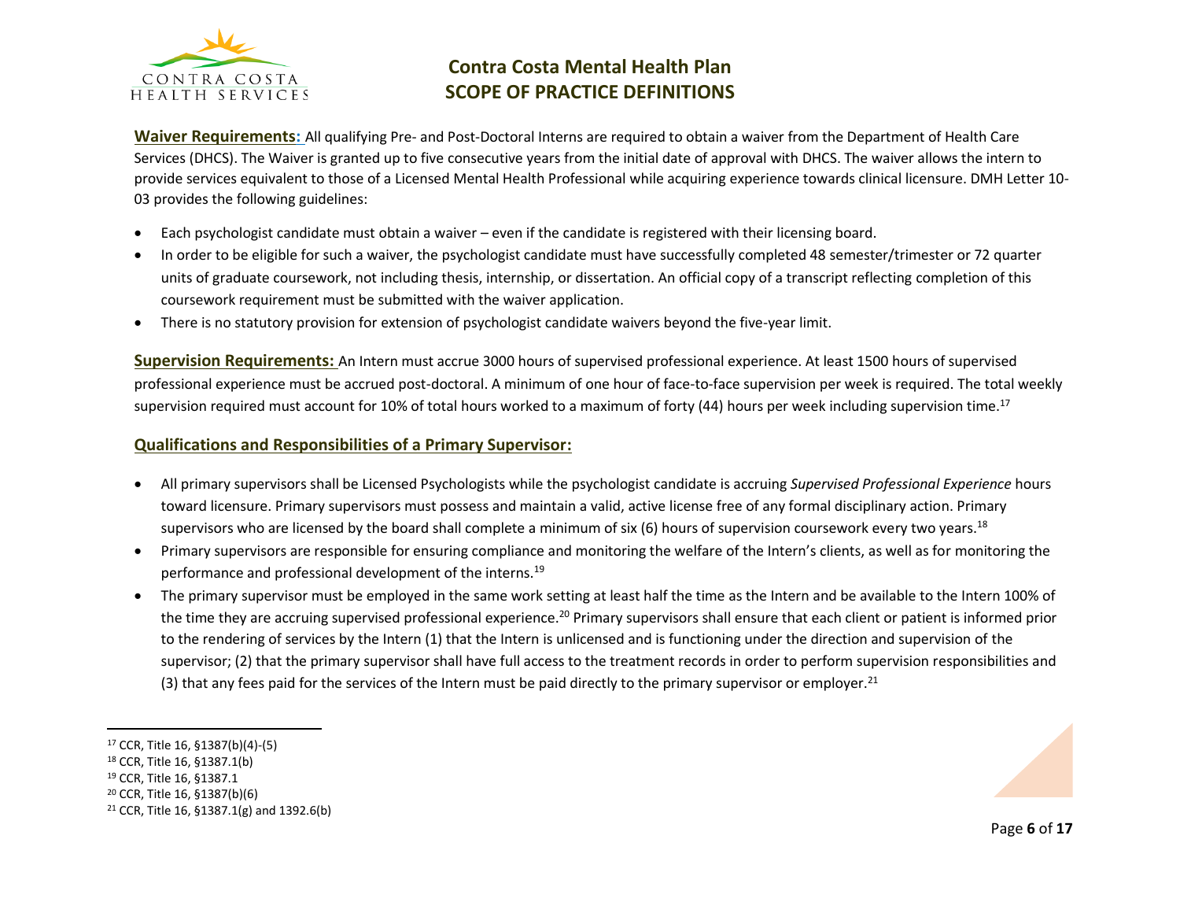**Waiver Requirements:** All qualifying Pre- and Post-Doctoral Interns are required to obtain a waiver from the Department of Health Care Services (DHCS). The Waiver is granted up to five consecutive years from the initial date of approval with DHCS. The waiver allows the intern to provide services equivalent to those of a Licensed Mental Health Professional while acquiring experience towards clinical licensure. DMH Letter 10-03 provides the following guidelines:

- Each psychologist candidate must obtain a waiver – even if the candidate is registered with their licensing board.
- In order to be eligible for such a waiver, the psychologist candidate must have successfully completed 48 semester/trimester or 72 quarter units of graduate coursework, not including thesis, internship, or dissertation. An official copy of a transcript reflecting completion of this coursework requirement must be submitted with the waiver application.
- There is no statutory provision for extension of psychologist candidate waivers beyond the five-year limit.

**Supervision Requirements:** An Intern must accrue 3000 hours of supervised professional experience. At least 1500 hours of supervised professional experience must be accrued post-doctoral. A minimum of one hour of face-to-face supervision per week is required. The total weekly supervision required must account for 10% of total hours worked to a maximum of forty (44) hours per week including supervision time.[17]

**Qualifications and Responsibilities of a Primary Supervisor:**

- All primary supervisors shall be Licensed Psychologists while the psychologist candidate is accruing *Supervised Professional Experience* hours toward licensure. Primary supervisors must possess and maintain a valid, active license free of any formal disciplinary action. Primary supervisors who are licensed by the board shall complete a minimum of six (6) hours of supervision coursework every two years.[18]
- Primary supervisors are responsible for ensuring compliance and monitoring the welfare of the Intern's clients, as well as for monitoring the performance and professional development of the interns.[19]
- The primary supervisor must be employed in the same work setting at least half the time as the Intern and be available to the Intern 100% of the time they are accruing supervised professional experience.[20] Primary supervisors shall ensure that each client or patient is informed prior to the rendering of services by the Intern (1) that the Intern is unlicensed and is functioning under the direction and supervision of the supervisor; (2) that the primary supervisor shall have full access to the treatment records in order to perform supervision responsibilities and (3) that any fees paid for the services of the Intern must be paid directly to the primary supervisor or employer.[21]

---

[17] CCR, Title 16, §1387(b)(4)-(5)

[18] CCR, Title 16, §1387.1(b)

[19] CCR, Title 16, §1387.1

[20] CCR, Title 16, §1387(b)(6)

[21] CCR, Title 16, §1387.1(g) and 1392.6(b)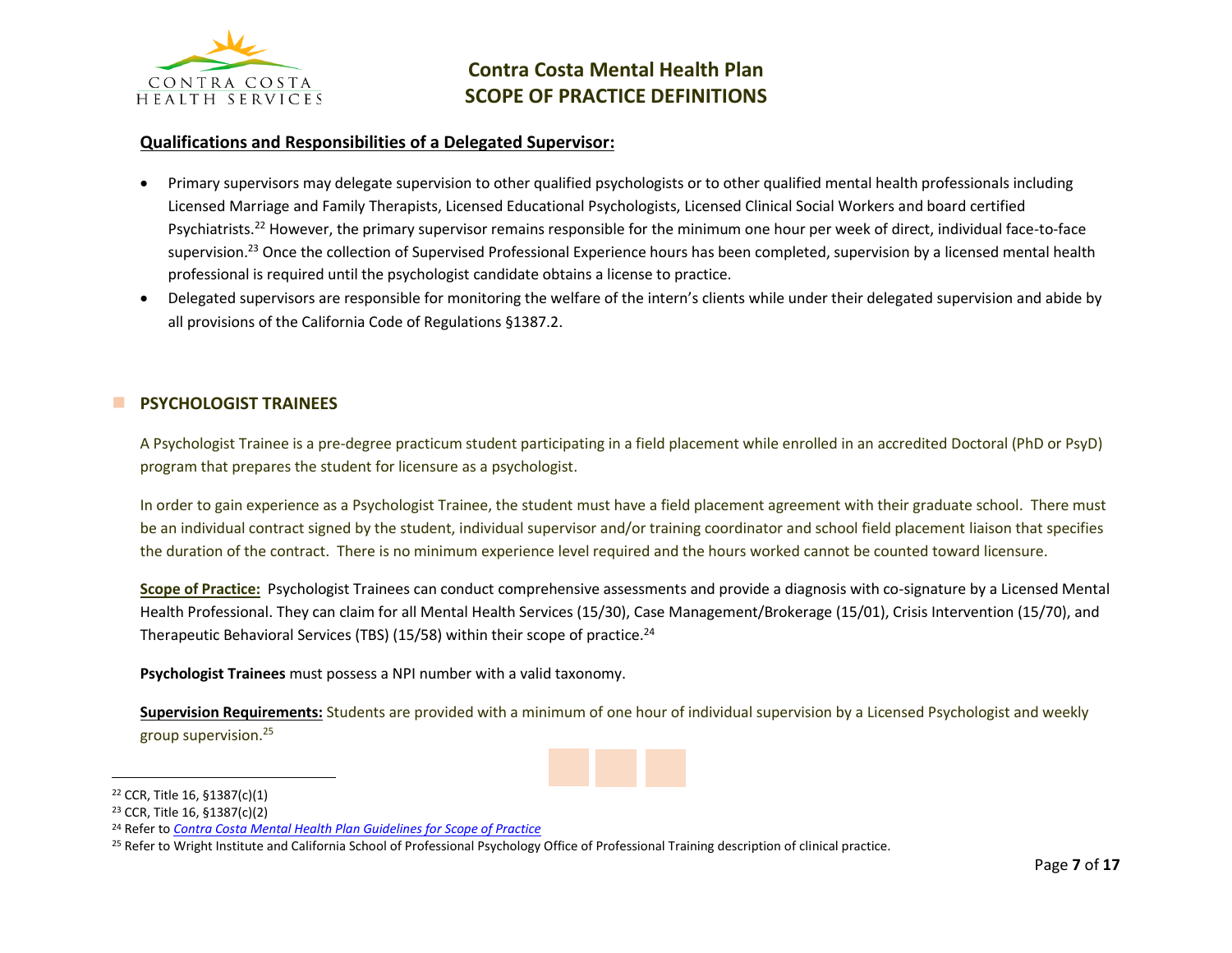### Qualifications and Responsibilities of a Delegated Supervisor:

- Primary supervisors may delegate supervision to other qualified psychologists or to other qualified mental health professionals including Licensed Marriage and Family Therapists, Licensed Educational Psychologists, Licensed Clinical Social Workers and board certified Psychiatrists.[22] However, the primary supervisor remains responsible for the minimum one hour per week of direct, individual face-to-face supervision.[23] Once the collection of Supervised Professional Experience hours has been completed, supervision by a licensed mental health professional is required until the psychologist candidate obtains a license to practice.
- Delegated supervisors are responsible for monitoring the welfare of the intern's clients while under their delegated supervision and abide by all provisions of the California Code of Regulations §1387.2.

## PSYCHOLOGIST TRAINEES

A Psychologist Trainee is a pre-degree practicum student participating in a field placement while enrolled in an accredited Doctoral (PhD or PsyD) program that prepares the student for licensure as a psychologist.

In order to gain experience as a Psychologist Trainee, the student must have a field placement agreement with their graduate school. There must be an individual contract signed by the student, individual supervisor and/or training coordinator and school field placement liaison that specifies the duration of the contract. There is no minimum experience level required and the hours worked cannot be counted toward licensure.

**Scope of Practice:** Psychologist Trainees can conduct comprehensive assessments and provide a diagnosis with co-signature by a Licensed Mental Health Professional. They can claim for all Mental Health Services (15/30), Case Management/Brokerage (15/01), Crisis Intervention (15/70), and Therapeutic Behavioral Services (TBS) (15/58) within their scope of practice.[24]

**Psychologist Trainees** must possess a NPI number with a valid taxonomy.

**Supervision Requirements:** Students are provided with a minimum of one hour of individual supervision by a Licensed Psychologist and weekly group supervision.[25]

---

[22] CCR, Title 16, §1387(c)(1)

[23] CCR, Title 16, §1387(c)(2)

[24] Refer to *Contra Costa Mental Health Plan Guidelines for Scope of Practice*

[25] Refer to Wright Institute and California School of Professional Psychology Office of Professional Training description of clinical practice.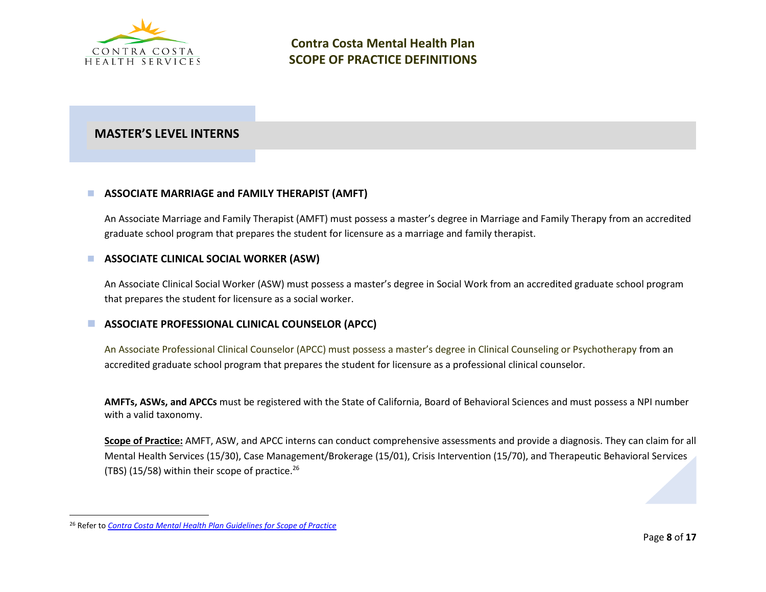## MASTER'S LEVEL INTERNS

- **ASSOCIATE MARRIAGE and FAMILY THERAPIST (AMFT)**

  An Associate Marriage and Family Therapist (AMFT) must possess a master's degree in Marriage and Family Therapy from an accredited graduate school program that prepares the student for licensure as a marriage and family therapist.

- **ASSOCIATE CLINICAL SOCIAL WORKER (ASW)**

  An Associate Clinical Social Worker (ASW) must possess a master's degree in Social Work from an accredited graduate school program that prepares the student for licensure as a social worker.

- **ASSOCIATE PROFESSIONAL CLINICAL COUNSELOR (APCC)**

  An Associate Professional Clinical Counselor (APCC) must possess a master's degree in Clinical Counseling or Psychotherapy from an accredited graduate school program that prepares the student for licensure as a professional clinical counselor.

**AMFTs, ASWs, and APCCs** must be registered with the State of California, Board of Behavioral Sciences and must possess a NPI number with a valid taxonomy.

**Scope of Practice:** AMFT, ASW, and APCC interns can conduct comprehensive assessments and provide a diagnosis. They can claim for all Mental Health Services (15/30), Case Management/Brokerage (15/01), Crisis Intervention (15/70), and Therapeutic Behavioral Services (TBS) (15/58) within their scope of practice.[26]

[26] Refer to *Contra Costa Mental Health Plan Guidelines for Scope of Practice*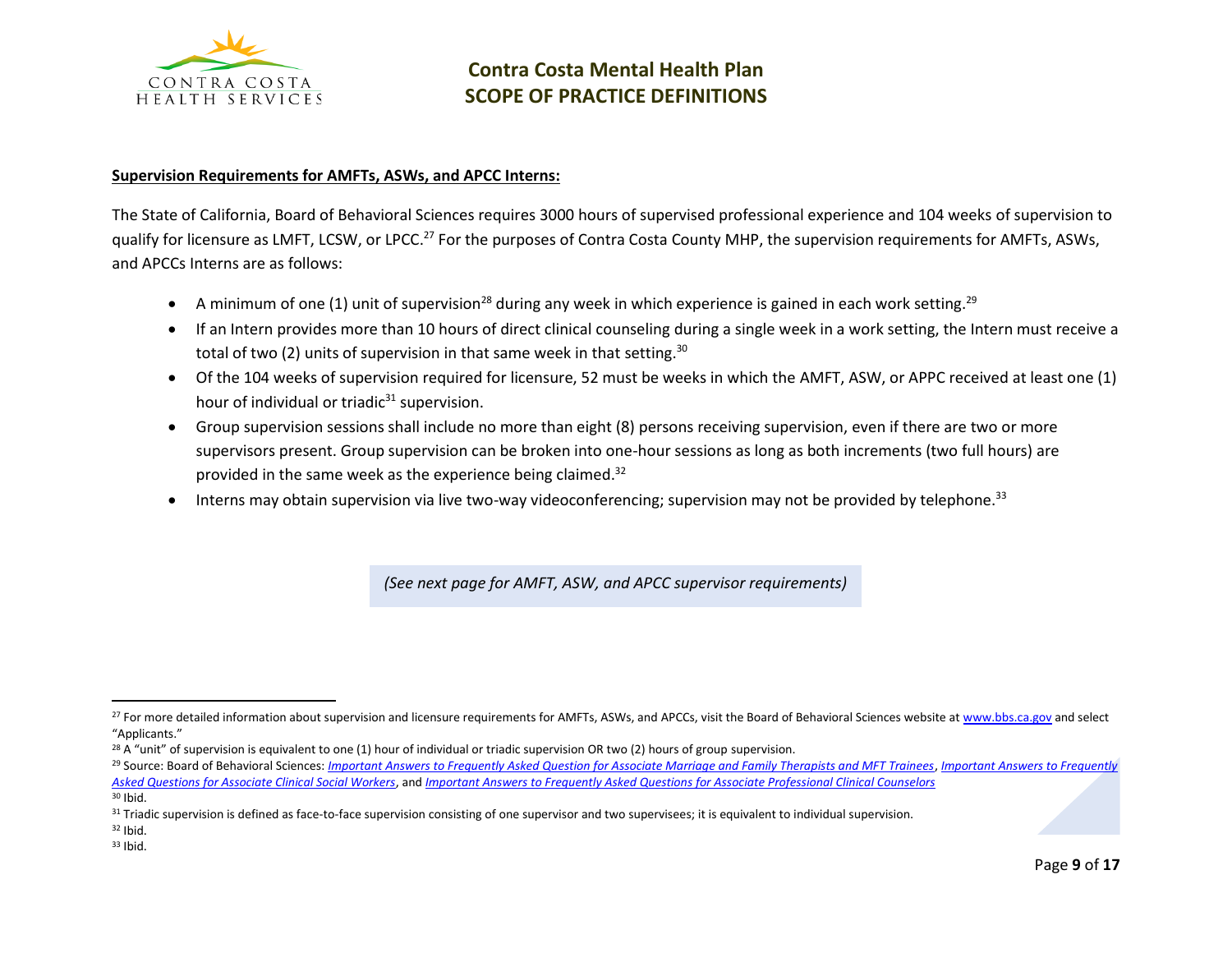**Supervision Requirements for AMFTs, ASWs, and APCC Interns:**

The State of California, Board of Behavioral Sciences requires 3000 hours of supervised professional experience and 104 weeks of supervision to qualify for licensure as LMFT, LCSW, or LPCC.[27] For the purposes of Contra Costa County MHP, the supervision requirements for AMFTs, ASWs, and APCCs Interns are as follows:

- A minimum of one (1) unit of supervision[28] during any week in which experience is gained in each work setting.[29]
- If an Intern provides more than 10 hours of direct clinical counseling during a single week in a work setting, the Intern must receive a total of two (2) units of supervision in that same week in that setting.[30]
- Of the 104 weeks of supervision required for licensure, 52 must be weeks in which the AMFT, ASW, or APPC received at least one (1) hour of individual or triadic[31] supervision.
- Group supervision sessions shall include no more than eight (8) persons receiving supervision, even if there are two or more supervisors present. Group supervision can be broken into one-hour sessions as long as both increments (two full hours) are provided in the same week as the experience being claimed.[32]
- Interns may obtain supervision via live two-way videoconferencing; supervision may not be provided by telephone.[33]

*(See next page for AMFT, ASW, and APCC supervisor requirements)*

---

[27] For more detailed information about supervision and licensure requirements for AMFTs, ASWs, and APCCs, visit the Board of Behavioral Sciences website at www.bbs.ca.gov and select "Applicants."

[28] A "unit" of supervision is equivalent to one (1) hour of individual or triadic supervision OR two (2) hours of group supervision.

[29] Source: Board of Behavioral Sciences: *Important Answers to Frequently Asked Question for Associate Marriage and Family Therapists and MFT Trainees*, *Important Answers to Frequently Asked Questions for Associate Clinical Social Workers*, and *Important Answers to Frequently Asked Questions for Associate Professional Clinical Counselors*

[30] Ibid.

[31] Triadic supervision is defined as face-to-face supervision consisting of one supervisor and two supervisees; it is equivalent to individual supervision.

[32] Ibid.

[33] Ibid.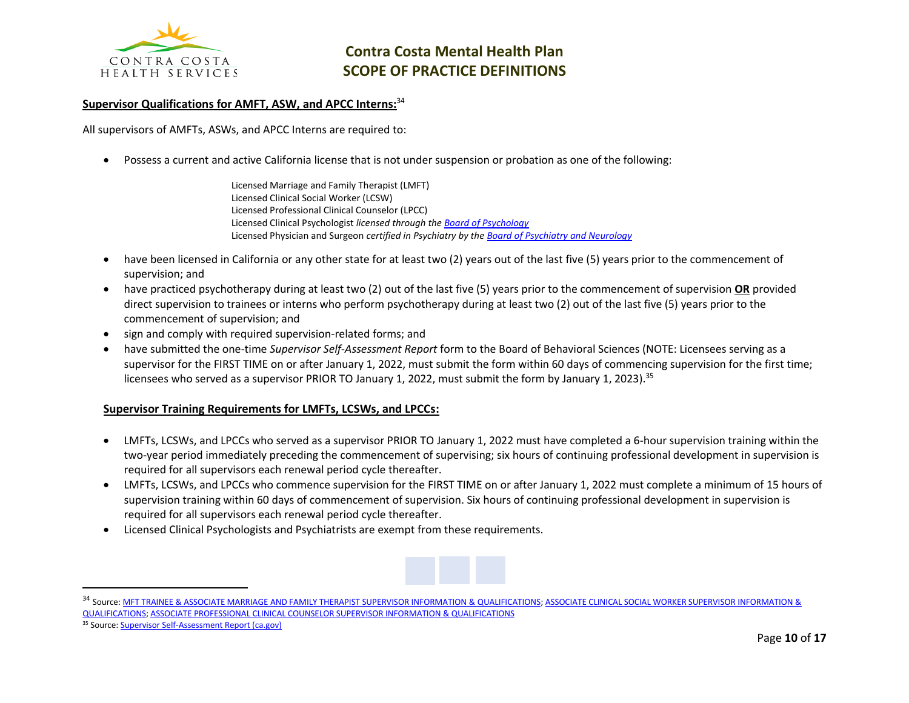## Supervisor Qualifications for AMFT, ASW, and APCC Interns:[34]

All supervisors of AMFTs, ASWs, and APCC Interns are required to:

- Possess a current and active California license that is not under suspension or probation as one of the following:

  Licensed Marriage and Family Therapist (LMFT)
  Licensed Clinical Social Worker (LCSW)
  Licensed Professional Clinical Counselor (LPCC)
  Licensed Clinical Psychologist *licensed through the Board of Psychology*
  Licensed Physician and Surgeon *certified in Psychiatry by the Board of Psychiatry and Neurology*

- have been licensed in California or any other state for at least two (2) years out of the last five (5) years prior to the commencement of supervision; and
- have practiced psychotherapy during at least two (2) out of the last five (5) years prior to the commencement of supervision **OR** provided direct supervision to trainees or interns who perform psychotherapy during at least two (2) out of the last five (5) years prior to the commencement of supervision; and
- sign and comply with required supervision-related forms; and
- have submitted the one-time *Supervisor Self-Assessment Report* form to the Board of Behavioral Sciences (NOTE: Licensees serving as a supervisor for the FIRST TIME on or after January 1, 2022, must submit the form within 60 days of commencing supervision for the first time; licensees who served as a supervisor PRIOR TO January 1, 2022, must submit the form by January 1, 2023).[35]

## Supervisor Training Requirements for LMFTs, LCSWs, and LPCCs:

- LMFTs, LCSWs, and LPCCs who served as a supervisor PRIOR TO January 1, 2022 must have completed a 6-hour supervision training within the two-year period immediately preceding the commencement of supervising; six hours of continuing professional development in supervision is required for all supervisors each renewal period cycle thereafter.
- LMFTs, LCSWs, and LPCCs who commence supervision for the FIRST TIME on or after January 1, 2022 must complete a minimum of 15 hours of supervision training within 60 days of commencement of supervision. Six hours of continuing professional development in supervision is required for all supervisors each renewal period cycle thereafter.
- Licensed Clinical Psychologists and Psychiatrists are exempt from these requirements.

---

[34] Source: MFT TRAINEE & ASSOCIATE MARRIAGE AND FAMILY THERAPIST SUPERVISOR INFORMATION & QUALIFICATIONS; ASSOCIATE CLINICAL SOCIAL WORKER SUPERVISOR INFORMATION & QUALIFICATIONS; ASSOCIATE PROFESSIONAL CLINICAL COUNSELOR SUPERVISOR INFORMATION & QUALIFICATIONS

[35] Source: Supervisor Self-Assessment Report (ca.gov)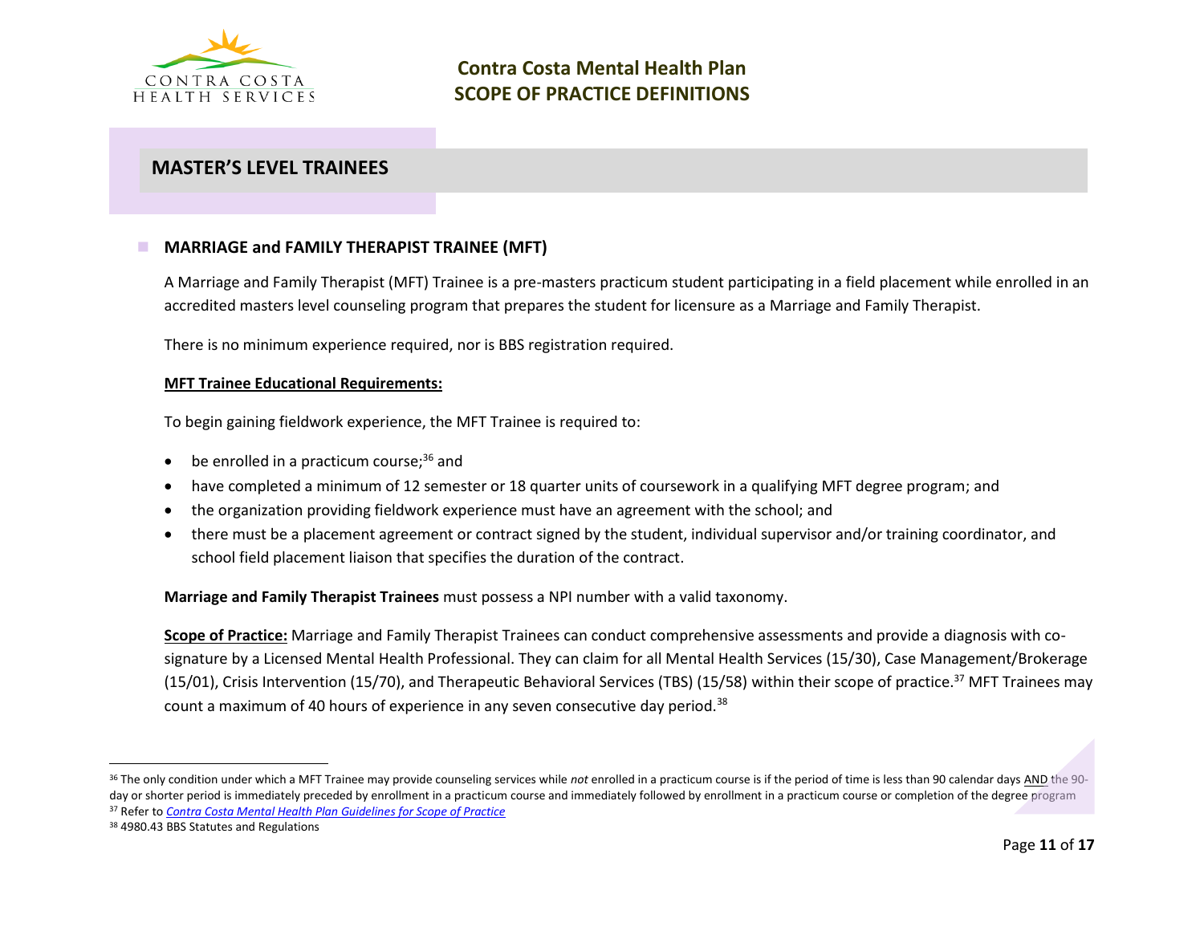## MASTER'S LEVEL TRAINEES

### MARRIAGE and FAMILY THERAPIST TRAINEE (MFT)

A Marriage and Family Therapist (MFT) Trainee is a pre-masters practicum student participating in a field placement while enrolled in an accredited masters level counseling program that prepares the student for licensure as a Marriage and Family Therapist.

There is no minimum experience required, nor is BBS registration required.

**MFT Trainee Educational Requirements:**

To begin gaining fieldwork experience, the MFT Trainee is required to:

- be enrolled in a practicum course;[36] and
- have completed a minimum of 12 semester or 18 quarter units of coursework in a qualifying MFT degree program; and
- the organization providing fieldwork experience must have an agreement with the school; and
- there must be a placement agreement or contract signed by the student, individual supervisor and/or training coordinator, and school field placement liaison that specifies the duration of the contract.

**Marriage and Family Therapist Trainees** must possess a NPI number with a valid taxonomy.

**Scope of Practice:** Marriage and Family Therapist Trainees can conduct comprehensive assessments and provide a diagnosis with co-signature by a Licensed Mental Health Professional. They can claim for all Mental Health Services (15/30), Case Management/Brokerage (15/01), Crisis Intervention (15/70), and Therapeutic Behavioral Services (TBS) (15/58) within their scope of practice.[37] MFT Trainees may count a maximum of 40 hours of experience in any seven consecutive day period.[38]

---

[36] The only condition under which a MFT Trainee may provide counseling services while *not* enrolled in a practicum course is if the period of time is less than 90 calendar days AND the 90-day or shorter period is immediately preceded by enrollment in a practicum course and immediately followed by enrollment in a practicum course or completion of the degree program

[37] Refer to *Contra Costa Mental Health Plan Guidelines for Scope of Practice*

[38] 4980.43 BBS Statutes and Regulations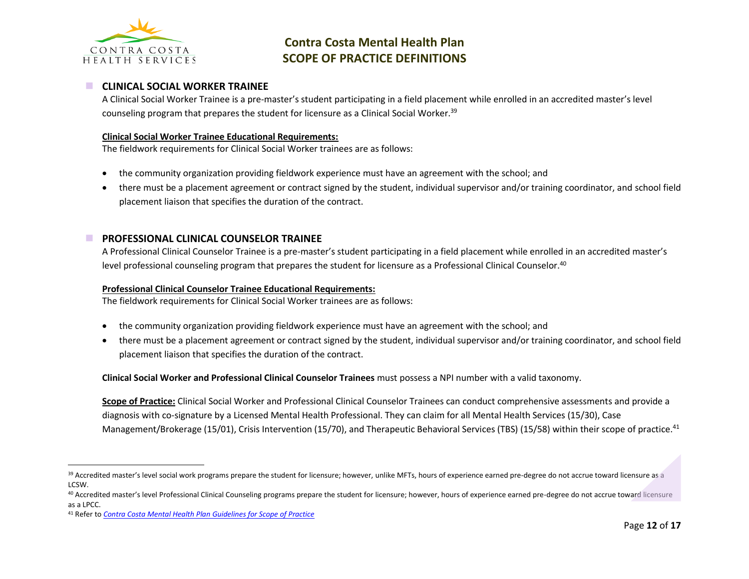## CLINICAL SOCIAL WORKER TRAINEE

A Clinical Social Worker Trainee is a pre-master's student participating in a field placement while enrolled in an accredited master's level counseling program that prepares the student for licensure as a Clinical Social Worker.[39]

**Clinical Social Worker Trainee Educational Requirements:**

The fieldwork requirements for Clinical Social Worker trainees are as follows:

- the community organization providing fieldwork experience must have an agreement with the school; and
- there must be a placement agreement or contract signed by the student, individual supervisor and/or training coordinator, and school field placement liaison that specifies the duration of the contract.

## PROFESSIONAL CLINICAL COUNSELOR TRAINEE

A Professional Clinical Counselor Trainee is a pre-master's student participating in a field placement while enrolled in an accredited master's level professional counseling program that prepares the student for licensure as a Professional Clinical Counselor.[40]

**Professional Clinical Counselor Trainee Educational Requirements:**

The fieldwork requirements for Clinical Social Worker trainees are as follows:

- the community organization providing fieldwork experience must have an agreement with the school; and
- there must be a placement agreement or contract signed by the student, individual supervisor and/or training coordinator, and school field placement liaison that specifies the duration of the contract.

**Clinical Social Worker and Professional Clinical Counselor Trainees** must possess a NPI number with a valid taxonomy.

**Scope of Practice:** Clinical Social Worker and Professional Clinical Counselor Trainees can conduct comprehensive assessments and provide a diagnosis with co-signature by a Licensed Mental Health Professional. They can claim for all Mental Health Services (15/30), Case Management/Brokerage (15/01), Crisis Intervention (15/70), and Therapeutic Behavioral Services (TBS) (15/58) within their scope of practice.[41]

---

[39] Accredited master's level social work programs prepare the student for licensure; however, unlike MFTs, hours of experience earned pre-degree do not accrue toward licensure as a LCSW.

[40] Accredited master's level Professional Clinical Counseling programs prepare the student for licensure; however, hours of experience earned pre-degree do not accrue toward licensure as a LPCC.

[41] Refer to *Contra Costa Mental Health Plan Guidelines for Scope of Practice*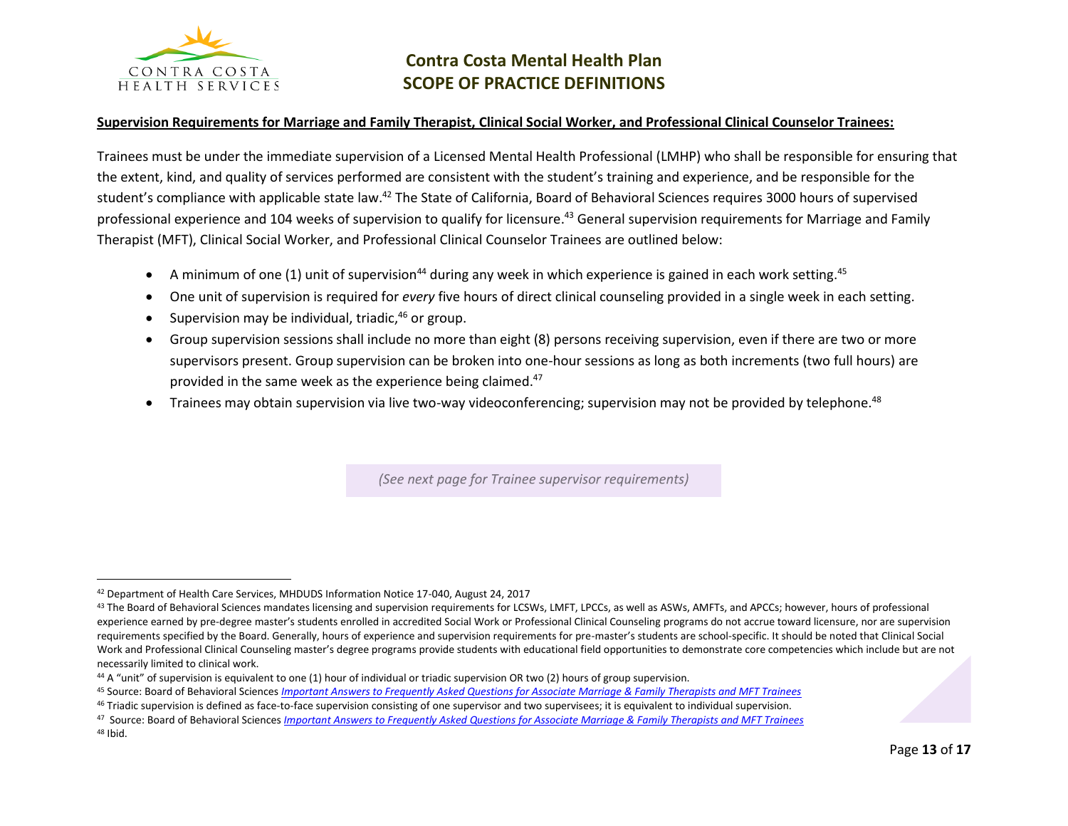**Supervision Requirements for Marriage and Family Therapist, Clinical Social Worker, and Professional Clinical Counselor Trainees:**

Trainees must be under the immediate supervision of a Licensed Mental Health Professional (LMHP) who shall be responsible for ensuring that the extent, kind, and quality of services performed are consistent with the student's training and experience, and be responsible for the student's compliance with applicable state law.[42] The State of California, Board of Behavioral Sciences requires 3000 hours of supervised professional experience and 104 weeks of supervision to qualify for licensure.[43] General supervision requirements for Marriage and Family Therapist (MFT), Clinical Social Worker, and Professional Clinical Counselor Trainees are outlined below:

- A minimum of one (1) unit of supervision[44] during any week in which experience is gained in each work setting.[45]
- One unit of supervision is required for *every* five hours of direct clinical counseling provided in a single week in each setting.
- Supervision may be individual, triadic,[46] or group.
- Group supervision sessions shall include no more than eight (8) persons receiving supervision, even if there are two or more supervisors present. Group supervision can be broken into one-hour sessions as long as both increments (two full hours) are provided in the same week as the experience being claimed.[47]
- Trainees may obtain supervision via live two-way videoconferencing; supervision may not be provided by telephone.[48]

*(See next page for Trainee supervisor requirements)*

---

[42] Department of Health Care Services, MHDUDS Information Notice 17-040, August 24, 2017

[43] The Board of Behavioral Sciences mandates licensing and supervision requirements for LCSWs, LMFT, LPCCs, as well as ASWs, AMFTs, and APCCs; however, hours of professional experience earned by pre-degree master's students enrolled in accredited Social Work or Professional Clinical Counseling programs do not accrue toward licensure, nor are supervision requirements specified by the Board. Generally, hours of experience and supervision requirements for pre-master's students are school-specific. It should be noted that Clinical Social Work and Professional Clinical Counseling master's degree programs provide students with educational field opportunities to demonstrate core competencies which include but are not necessarily limited to clinical work.

[44] A "unit" of supervision is equivalent to one (1) hour of individual or triadic supervision OR two (2) hours of group supervision.

[45] Source: Board of Behavioral Sciences *Important Answers to Frequently Asked Questions for Associate Marriage & Family Therapists and MFT Trainees*

[46] Triadic supervision is defined as face-to-face supervision consisting of one supervisor and two supervisees; it is equivalent to individual supervision.

[47] Source: Board of Behavioral Sciences *Important Answers to Frequently Asked Questions for Associate Marriage & Family Therapists and MFT Trainees*

[48] Ibid.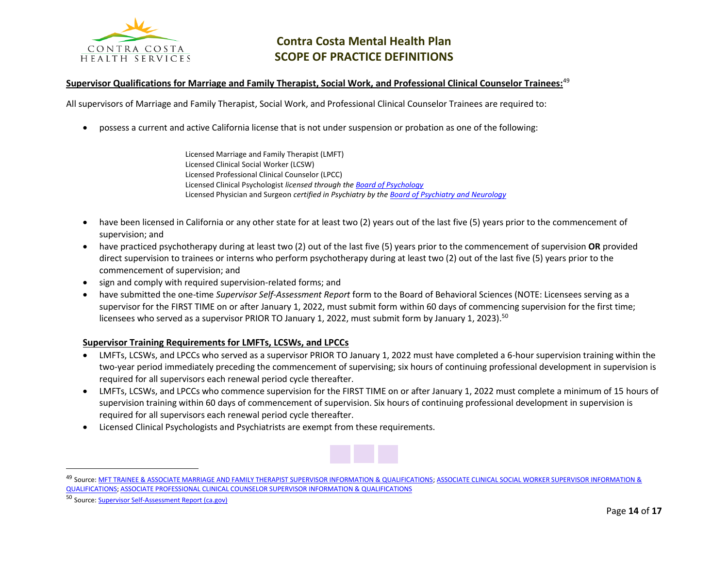**Supervisor Qualifications for Marriage and Family Therapist, Social Work, and Professional Clinical Counselor Trainees:**[49]

All supervisors of Marriage and Family Therapist, Social Work, and Professional Clinical Counselor Trainees are required to:

- possess a current and active California license that is not under suspension or probation as one of the following:

  Licensed Marriage and Family Therapist (LMFT)
  Licensed Clinical Social Worker (LCSW)
  Licensed Professional Clinical Counselor (LPCC)
  Licensed Clinical Psychologist *licensed through the [Board of Psychology](#)*
  Licensed Physician and Surgeon *certified in Psychiatry by the [Board of Psychiatry and Neurology](#)*

- have been licensed in California or any other state for at least two (2) years out of the last five (5) years prior to the commencement of supervision; and
- have practiced psychotherapy during at least two (2) out of the last five (5) years prior to the commencement of supervision **OR** provided direct supervision to trainees or interns who perform psychotherapy during at least two (2) out of the last five (5) years prior to the commencement of supervision; and
- sign and comply with required supervision-related forms; and
- have submitted the one-time *Supervisor Self-Assessment Report* form to the Board of Behavioral Sciences (NOTE: Licensees serving as a supervisor for the FIRST TIME on or after January 1, 2022, must submit form within 60 days of commencing supervision for the first time; licensees who served as a supervisor PRIOR TO January 1, 2022, must submit form by January 1, 2023).[50]

**Supervisor Training Requirements for LMFTs, LCSWs, and LPCCs**

- LMFTs, LCSWs, and LPCCs who served as a supervisor PRIOR TO January 1, 2022 must have completed a 6-hour supervision training within the two-year period immediately preceding the commencement of supervising; six hours of continuing professional development in supervision is required for all supervisors each renewal period cycle thereafter.
- LMFTs, LCSWs, and LPCCs who commence supervision for the FIRST TIME on or after January 1, 2022 must complete a minimum of 15 hours of supervision training within 60 days of commencement of supervision. Six hours of continuing professional development in supervision is required for all supervisors each renewal period cycle thereafter.
- Licensed Clinical Psychologists and Psychiatrists are exempt from these requirements.

---

[49] Source: MFT TRAINEE & ASSOCIATE MARRIAGE AND FAMILY THERAPIST SUPERVISOR INFORMATION & QUALIFICATIONS; ASSOCIATE CLINICAL SOCIAL WORKER SUPERVISOR INFORMATION & QUALIFICATIONS; ASSOCIATE PROFESSIONAL CLINICAL COUNSELOR SUPERVISOR INFORMATION & QUALIFICATIONS

[50] Source: Supervisor Self-Assessment Report (ca.gov)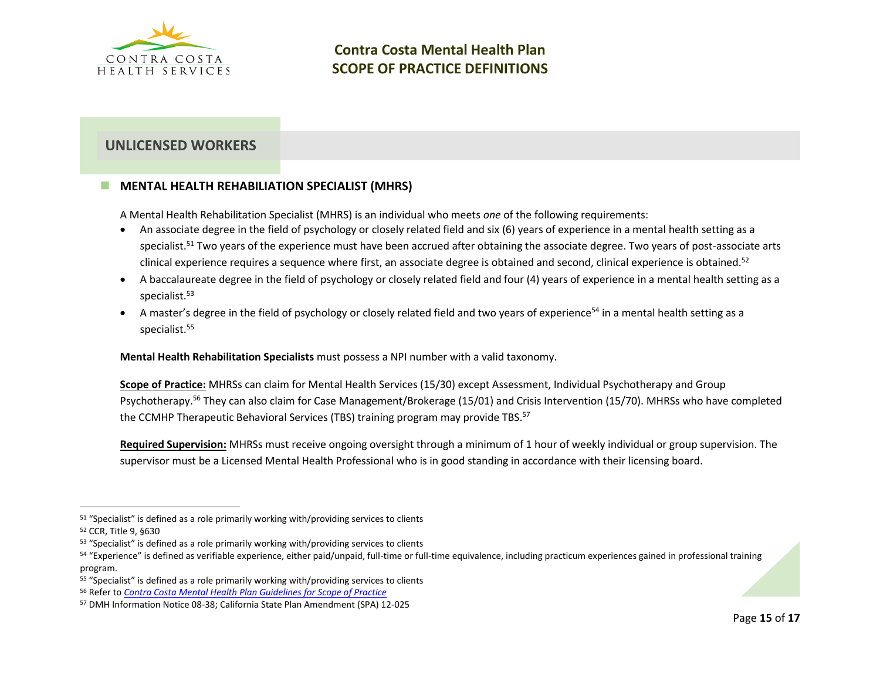## UNLICENSED WORKERS

### MENTAL HEALTH REHABILIATION SPECIALIST (MHRS)

A Mental Health Rehabilitation Specialist (MHRS) is an individual who meets *one* of the following requirements:

- An associate degree in the field of psychology or closely related field and six (6) years of experience in a mental health setting as a specialist.[51] Two years of the experience must have been accrued after obtaining the associate degree. Two years of post-associate arts clinical experience requires a sequence where first, an associate degree is obtained and second, clinical experience is obtained.[52]
- A baccalaureate degree in the field of psychology or closely related field and four (4) years of experience in a mental health setting as a specialist.[53]
- A master's degree in the field of psychology or closely related field and two years of experience[54] in a mental health setting as a specialist.[55]

**Mental Health Rehabilitation Specialists** must possess a NPI number with a valid taxonomy.

**Scope of Practice:** MHRSs can claim for Mental Health Services (15/30) except Assessment, Individual Psychotherapy and Group Psychotherapy.[56] They can also claim for Case Management/Brokerage (15/01) and Crisis Intervention (15/70). MHRSs who have completed the CCMHP Therapeutic Behavioral Services (TBS) training program may provide TBS.[57]

**Required Supervision:** MHRSs must receive ongoing oversight through a minimum of 1 hour of weekly individual or group supervision. The supervisor must be a Licensed Mental Health Professional who is in good standing in accordance with their licensing board.

---

[51] "Specialist" is defined as a role primarily working with/providing services to clients

[52] CCR, Title 9, §630

[53] "Specialist" is defined as a role primarily working with/providing services to clients

[54] "Experience" is defined as verifiable experience, either paid/unpaid, full-time or full-time equivalence, including practicum experiences gained in professional training program.

[55] "Specialist" is defined as a role primarily working with/providing services to clients

[56] Refer to *Contra Costa Mental Health Plan Guidelines for Scope of Practice*

[57] DMH Information Notice 08-38; California State Plan Amendment (SPA) 12-025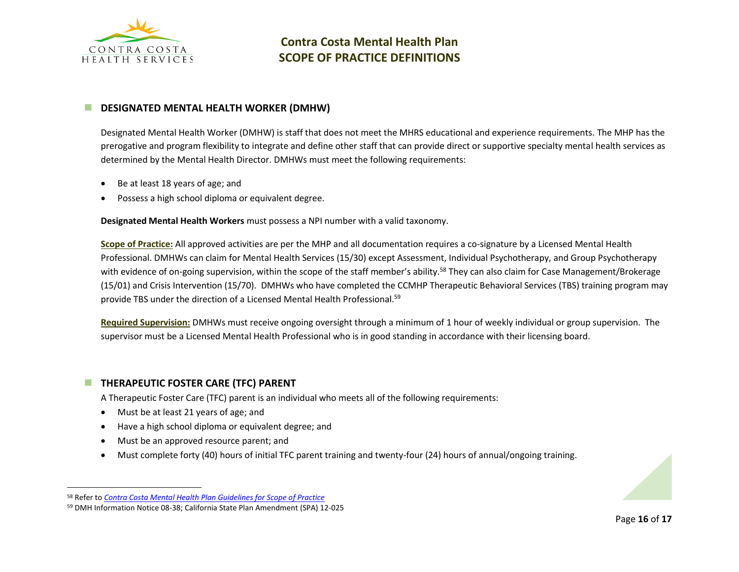## DESIGNATED MENTAL HEALTH WORKER (DMHW)

Designated Mental Health Worker (DMHW) is staff that does not meet the MHRS educational and experience requirements. The MHP has the prerogative and program flexibility to integrate and define other staff that can provide direct or supportive specialty mental health services as determined by the Mental Health Director. DMHWs must meet the following requirements:

- Be at least 18 years of age; and
- Possess a high school diploma or equivalent degree.

**Designated Mental Health Workers** must possess a NPI number with a valid taxonomy.

**Scope of Practice:** All approved activities are per the MHP and all documentation requires a co-signature by a Licensed Mental Health Professional. DMHWs can claim for Mental Health Services (15/30) except Assessment, Individual Psychotherapy, and Group Psychotherapy with evidence of on-going supervision, within the scope of the staff member's ability.[58] They can also claim for Case Management/Brokerage (15/01) and Crisis Intervention (15/70). DMHWs who have completed the CCMHP Therapeutic Behavioral Services (TBS) training program may provide TBS under the direction of a Licensed Mental Health Professional.[59]

**Required Supervision:** DMHWs must receive ongoing oversight through a minimum of 1 hour of weekly individual or group supervision. The supervisor must be a Licensed Mental Health Professional who is in good standing in accordance with their licensing board.

## THERAPEUTIC FOSTER CARE (TFC) PARENT

A Therapeutic Foster Care (TFC) parent is an individual who meets all of the following requirements:

- Must be at least 21 years of age; and
- Have a high school diploma or equivalent degree; and
- Must be an approved resource parent; and
- Must complete forty (40) hours of initial TFC parent training and twenty-four (24) hours of annual/ongoing training.

---

[58] Refer to *Contra Costa Mental Health Plan Guidelines for Scope of Practice*

[59] DMH Information Notice 08-38; California State Plan Amendment (SPA) 12-025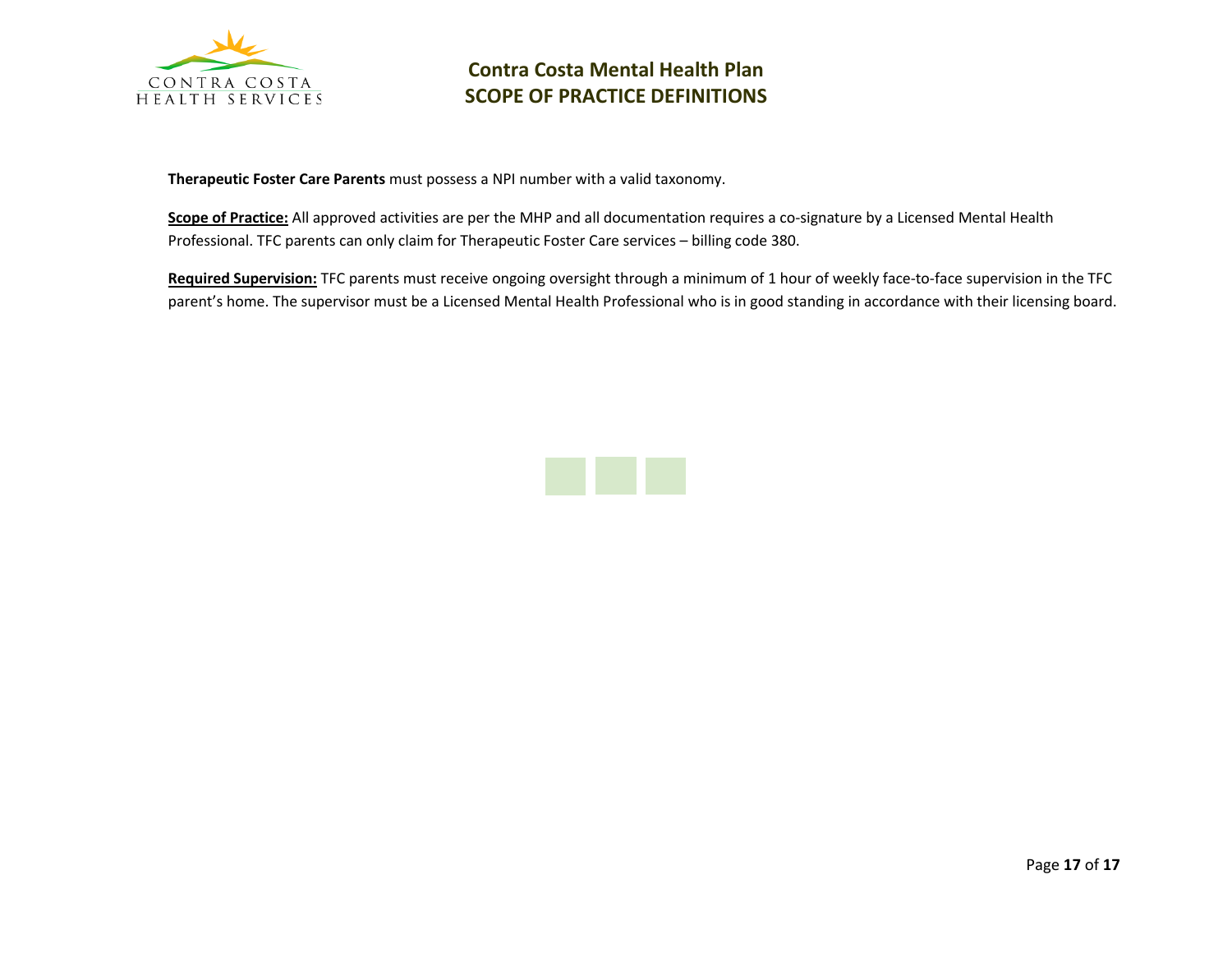**Therapeutic Foster Care Parents** must possess a NPI number with a valid taxonomy.

**Scope of Practice:** All approved activities are per the MHP and all documentation requires a co-signature by a Licensed Mental Health Professional. TFC parents can only claim for Therapeutic Foster Care services – billing code 380.

**Required Supervision:** TFC parents must receive ongoing oversight through a minimum of 1 hour of weekly face-to-face supervision in the TFC parent's home. The supervisor must be a Licensed Mental Health Professional who is in good standing in accordance with their licensing board.